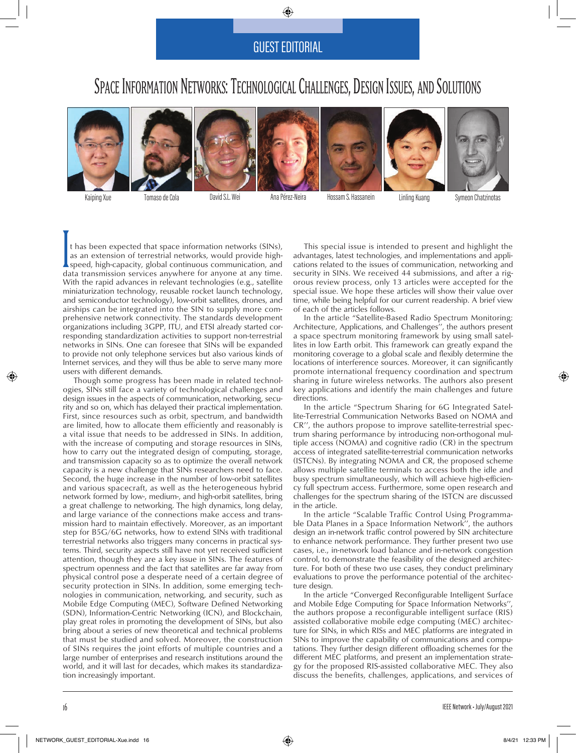# GUEST EDITORIAL

# Space Information Networks: Technological Challenges, Design Issues, and Solutions

Kaiping Xue Tomaso de Cola David S.L. Wei Ana Pérez-Neira Hossam S. Hassanein Linling Kuang Symeon Chatzinotas

It has been expected that space information networks (SINs), as an extension of terrestrial networks, would provide high-speed, high-capacity, global continuous communication, and data transmission services anywhere for anyone at any time. With the rapid advances in relevant technologies (e.g., satellite miniaturization technology, reusable rocket launch technology, and semiconductor technology), low-orbit satellites, drones, and airships can be integrated into the SIN to supply more comprehensive network connectivity. The standards development organizations including 3GPP, ITU, and ETSI already started corresponding standardization activities to support non-terrestrial networks in SINs. One can foresee that SINs will be expanded to provide not only telephone services but also various kinds of Internet services, and they will thus be able to serve many more users with different demands.

Though some progress has been made in related technologies, SINs still face a variety of technological challenges and design issues in the aspects of communication, networking, security and so on, which has delayed their practical implementation. First, since resources such as orbit, spectrum, and bandwidth are limited, how to allocate them efficiently and reasonably is a vital issue that needs to be addressed in SINs. In addition, with the increase of computing and storage resources in SINs, how to carry out the integrated design of computing, storage, and transmission capacity so as to optimize the overall network capacity is a new challenge that SINs researchers need to face. Second, the huge increase in the number of low-orbit satellites and various spacecraft, as well as the heterogeneous hybrid network formed by low-, medium-, and high-orbit satellites, bring a great challenge to networking. The high dynamics, long delay, and large variance of the connections make access and transmission hard to maintain effectively. Moreover, as an important step for B5G/6G networks, how to extend SINs with traditional terrestrial networks also triggers many concerns in practical systems. Third, security aspects still have not yet received sufficient attention, though they are a key issue in SINs. The features of spectrum openness and the fact that satellites are far away from physical control pose a desperate need of a certain degree of security protection in SINs. In addition, some emerging technologies in communication, networking, and security, such as Mobile Edge Computing (MEC), Software Defined Networking (SDN), Information-Centric Networking (ICN), and Blockchain, play great roles in promoting the development of SINs, but also bring about a series of new theoretical and technical problems that must be studied and solved. Moreover, the construction of SINs requires the joint efforts of multiple countries and a large number of enterprises and research institutions around the world, and it will last for decades, which makes its standardization increasingly important.

This special issue is intended to present and highlight the advantages, latest technologies, and implementations and applications related to the issues of communication, networking and security in SINs. We received 44 submissions, and after a rigorous review process, only 13 articles were accepted for the special issue. We hope these articles will show their value over time, while being helpful for our current readership. A brief view of each of the articles follows.

In the article "Satellite-Based Radio Spectrum Monitoring: Architecture, Applications, and Challenges'', the authors present a space spectrum monitoring framework by using small satellites in low Earth orbit. This framework can greatly expand the monitoring coverage to a global scale and flexibly determine the locations of interference sources. Moreover, it can significantly promote international frequency coordination and spectrum sharing in future wireless networks. The authors also present key applications and identify the main challenges and future directions.

In the article "Spectrum Sharing for 6G Integrated Satellite-Terrestrial Communication Networks Based on NOMA and CR'', the authors propose to improve satellite-terrestrial spectrum sharing performance by introducing non-orthogonal multiple access (NOMA) and cognitive radio (CR) in the spectrum access of integrated satellite-terrestrial communication networks (ISTCNs). By integrating NOMA and CR, the proposed scheme allows multiple satellite terminals to access both the idle and busy spectrum simultaneously, which will achieve high-efficiency full spectrum access. Furthermore, some open research and challenges for the spectrum sharing of the ISTCN are discussed in the article.

In the article "Scalable Traffic Control Using Programmable Data Planes in a Space Information Network'', the authors design an in-network traffic control powered by SIN architecture to enhance network performance. They further present two use cases, i.e., in-network load balance and in-network congestion control, to demonstrate the feasibility of the designed architecture. For both of these two use cases, they conduct preliminary evaluations to prove the performance potential of the architecture design.

In the article "Converged Reconfigurable Intelligent Surface and Mobile Edge Computing for Space Information Networks'', the authors propose a reconfigurable intelligent surface (RIS) assisted collaborative mobile edge computing (MEC) architecture for SINs, in which RISs and MEC platforms are integrated in SINs to improve the capability of communications and computations. They further design different offloading schemes for the different MEC platforms, and present an implementation strategy for the proposed RIS-assisted collaborative MEC. They also discuss the benefits, challenges, applications, and services of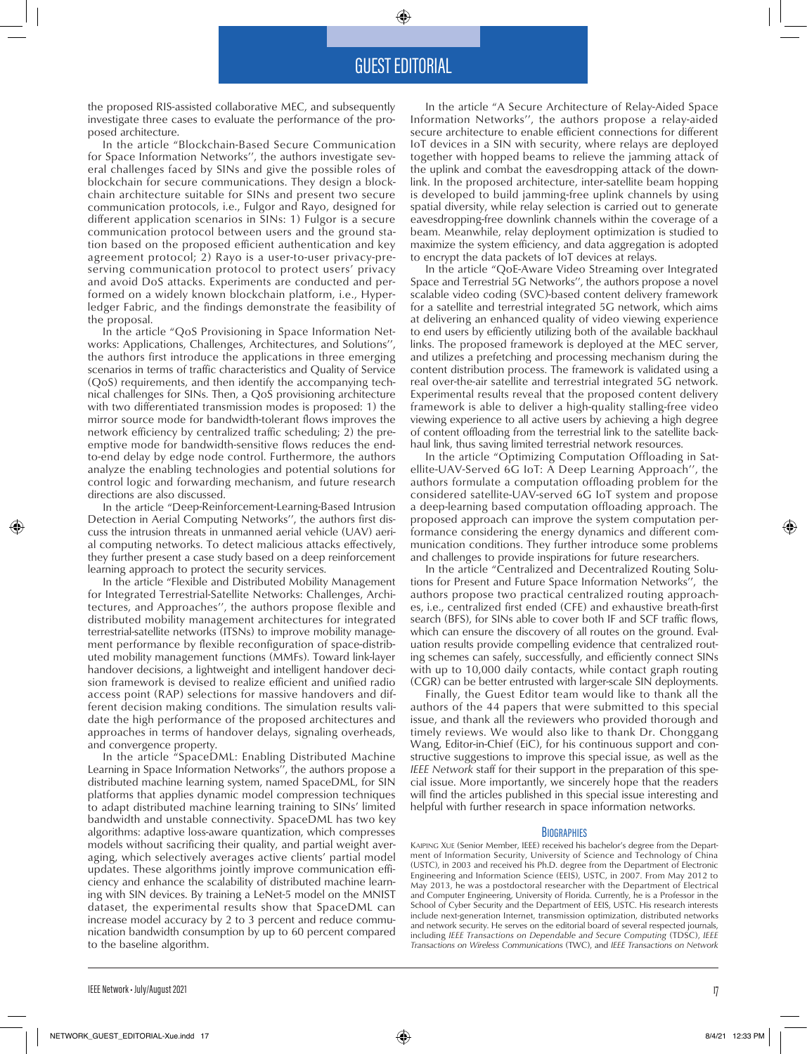the proposed RIS-assisted collaborative MEC, and subsequently investigate three cases to evaluate the performance of the proposed architecture.

In the article "Blockchain-Based Secure Communication for Space Information Networks'', the authors investigate several challenges faced by SINs and give the possible roles of blockchain for secure communications. They design a blockchain architecture suitable for SINs and present two secure communication protocols, i.e., Fulgor and Rayo, designed for different application scenarios in SINs: 1) Fulgor is a secure communication protocol between users and the ground station based on the proposed efficient authentication and key agreement protocol; 2) Rayo is a user-to-user privacy-preserving communication protocol to protect users' privacy and avoid DoS attacks. Experiments are conducted and performed on a widely known blockchain platform, i.e., Hyperledger Fabric, and the findings demonstrate the feasibility of the proposal.

In the article "QoS Provisioning in Space Information Networks: Applications, Challenges, Architectures, and Solutions'', the authors first introduce the applications in three emerging scenarios in terms of traffic characteristics and Quality of Service (QoS) requirements, and then identify the accompanying technical challenges for SINs. Then, a QoS provisioning architecture with two differentiated transmission modes is proposed: 1) the mirror source mode for bandwidth-tolerant flows improves the network efficiency by centralized traffic scheduling; 2) the preemptive mode for bandwidth-sensitive flows reduces the end-to-end delay by edge node control. Furthermore, the authors analyze the enabling technologies and potential solutions for control logic and forwarding mechanism, and future research directions are also discussed.

In the article "Deep-Reinforcement-Learning-Based Intrusion Detection in Aerial Computing Networks'', the authors first discuss the intrusion threats in unmanned aerial vehicle (UAV) aerial computing networks. To detect malicious attacks effectively, they further present a case study based on a deep reinforcement learning approach to protect the security services.

In the article "Flexible and Distributed Mobility Management for Integrated Terrestrial-Satellite Networks: Challenges, Architectures, and Approaches'', the authors propose flexible and distributed mobility management architectures for integrated terrestrial-satellite networks (ITSNs) to improve mobility management performance by flexible reconfiguration of space-distributed mobility management functions (MMFs). Toward link-layer handover decisions, a lightweight and intelligent handover decision framework is devised to realize efficient and unified radio access point (RAP) selections for massive handovers and different decision making conditions. The simulation results validate the high performance of the proposed architectures and approaches in terms of handover delays, signaling overheads, and convergence property.

In the article "SpaceDML: Enabling Distributed Machine Learning in Space Information Networks'', the authors propose a distributed machine learning system, named SpaceDML, for SIN platforms that applies dynamic model compression techniques to adapt distributed machine learning training to SINs' limited bandwidth and unstable connectivity. SpaceDML has two key algorithms: adaptive loss-aware quantization, which compresses models without sacrificing their quality, and partial weight averaging, which selectively averages active clients' partial model updates. These algorithms jointly improve communication efficiency and enhance the scalability of distributed machine learning with SIN devices. By training a LeNet-5 model on the MNIST dataset, the experimental results show that SpaceDML can increase model accuracy by 2 to 3 percent and reduce communication bandwidth consumption by up to 60 percent compared to the baseline algorithm.

In the article "A Secure Architecture of Relay-Aided Space Information Networks'', the authors propose a relay-aided secure architecture to enable efficient connections for different IoT devices in a SIN with security, where relays are deployed together with hopped beams to relieve the jamming attack of the uplink and combat the eavesdropping attack of the downlink. In the proposed architecture, inter-satellite beam hopping is developed to build jamming-free uplink channels by using spatial diversity, while relay selection is carried out to generate eavesdropping-free downlink channels within the coverage of a beam. Meanwhile, relay deployment optimization is studied to maximize the system efficiency, and data aggregation is adopted to encrypt the data packets of IoT devices at relays.

In the article "QoE-Aware Video Streaming over Integrated Space and Terrestrial 5G Networks'', the authors propose a novel scalable video coding (SVC)-based content delivery framework for a satellite and terrestrial integrated 5G network, which aims at delivering an enhanced quality of video viewing experience to end users by efficiently utilizing both of the available backhaul links. The proposed framework is deployed at the MEC server, and utilizes a prefetching and processing mechanism during the content distribution process. The framework is validated using a real over-the-air satellite and terrestrial integrated 5G network. Experimental results reveal that the proposed content delivery framework is able to deliver a high-quality stalling-free video viewing experience to all active users by achieving a high degree of content offloading from the terrestrial link to the satellite backhaul link, thus saving limited terrestrial network resources.

In the article "Optimizing Computation Offloading in Satellite-UAV-Served 6G IoT: A Deep Learning Approach'', the authors formulate a computation offloading problem for the considered satellite-UAV-served 6G IoT system and propose a deep-learning based computation offloading approach. The proposed approach can improve the system computation performance considering the energy dynamics and different communication conditions. They further introduce some problems and challenges to provide inspirations for future researchers.

In the article "Centralized and Decentralized Routing Solutions for Present and Future Space Information Networks'', the authors propose two practical centralized routing approaches, i.e., centralized first ended (CFE) and exhaustive breath-first search (BFS), for SINs able to cover both IF and SCF traffic flows, which can ensure the discovery of all routes on the ground. Evaluation results provide compelling evidence that centralized routing schemes can safely, successfully, and efficiently connect SINs with up to 10,000 daily contacts, while contact graph routing (CGR) can be better entrusted with larger-scale SIN deployments.

Finally, the Guest Editor team would like to thank all the authors of the 44 papers that were submitted to this special issue, and thank all the reviewers who provided thorough and timely reviews. We would also like to thank Dr. Chonggang Wang, Editor-in-Chief (EiC), for his continuous support and constructive suggestions to improve this special issue, as well as the *IEEE Network* staff for their support in the preparation of this special issue. More importantly, we sincerely hope that the readers will find the articles published in this special issue interesting and helpful with further research in space information networks.

## Biographies

Kaiping Xue (Senior Member, IEEE) received his bachelor's degree from the Department of Information Security, University of Science and Technology of China (USTC), in 2003 and received his Ph.D. degree from the Department of Electronic Engineering and Information Science (EEIS), USTC, in 2007. From May 2012 to May 2013, he was a postdoctoral researcher with the Department of Electrical and Computer Engineering, University of Florida. Currently, he is a Professor in the School of Cyber Security and the Department of EEIS, USTC. His research interests include next-generation Internet, transmission optimization, distributed networks and network security. He serves on the editorial board of several respected journals, including *IEEE Transactions on Dependable and Secure Computing* (TDSC), *IEEE Transactions on Wireless Communications* (TWC), and *IEEE Transactions on Network*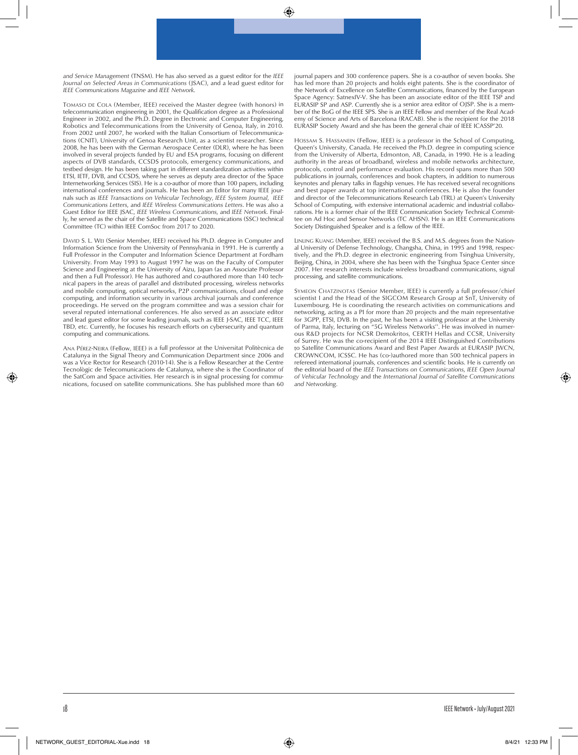*and Service Management* (TNSM). He has also served as a guest editor for the *IEEE Journal on Selected Areas in Communications* (JSAC), and a lead guest editor for *IEEE Communications Magazine* and *IEEE Network*.

Tomaso de Cola (Member, IEEE) received the Master degree (with honors) in telecommunication engineering in 2001, the Qualification degree as a Professional Engineer in 2002, and the Ph.D. Degree in Electronic and Computer Engineering, Robotics and Telecommunications from the University of Genoa, Italy, in 2010. From 2002 until 2007, he worked with the Italian Consortium of Telecommunications (CNIT), University of Genoa Research Unit, as a scientist researcher. Since 2008, he has been with the German Aerospace Center (DLR), where he has been involved in several projects funded by EU and ESA programs, focusing on different aspects of DVB standards, CCSDS protocols, emergency communications, and testbed design. He has been taking part in different standardization activities within ETSI, IETF, DVB, and CCSDS, where he serves as deputy area director of the Space Internetworking Services (SIS). He is a co-author of more than 100 papers, including international conferences and journals. He has been an Editor for many IEEE journals such as *IEEE Transactions on Vehicular Technology*, *IEEE System Journal*, *IEEE Communications Letters*, and *IEEE Wireless Communications Letters*. He was also a Guest Editor for IEEE JSAC, *IEEE Wireless Communications*, and *IEEE Network*. Finally, he served as the chair of the Satellite and Space Communications (SSC) technical Committee (TC) within IEEE ComSoc from 2017 to 2020.

David S. L. Wei (Senior Member, IEEE) received his Ph.D. degree in Computer and Information Science from the University of Pennsylvania in 1991. He is currently a Full Professor in the Computer and Information Science Department at Fordham University. From May 1993 to August 1997 he was on the Faculty of Computer Science and Engineering at the University of Aizu, Japan (as an Associate Professor and then a Full Professor). He has authored and co-authored more than 140 technical papers in the areas of parallel and distributed processing, wireless networks and mobile computing, optical networks, P2P communications, cloud and edge computing, and information security in various archival journals and conference proceedings. He served on the program committee and was a session chair for several reputed international conferences. He also served as an associate editor and lead guest editor for some leading journals, such as IEEE J-SAC, IEEE TCC, IEEE TBD, etc. Currently, he focuses his research efforts on cybersecurity and quantum computing and communications.

Ana Pérez-Neira (Fellow, IEEE) is a full professor at the Universitat Politècnica de Catalunya in the Signal Theory and Communication Department since 2006 and was a Vice Rector for Research (2010-14). She is a Fellow Researcher at the Centre Tecnològic de Telecomunicacions de Catalunya, where she is the Coordinator of the SatCom and Space activities. Her research is in signal processing for communications, focused on satellite communications. She has published more than 60 journal papers and 300 conference papers. She is a co-author of seven books. She has led more than 20 projects and holds eight patents. She is the coordinator of the Network of Excellence on Satellite Communications, financed by the European Space Agency: SatnexIV-V. She has been an associate editor of the IEEE TSP and EURASIP SP and ASP. Currently she is a senior area editor of OJSP. She is a member of the BoG of the IEEE SPS. She is an IEEE Fellow and member of the Real Academy of Science and Arts of Barcelona (RACAB). She is the recipient for the 2018 EURASIP Society Award and she has been the general chair of IEEE ICASSP'20.

Hossam S. Hassanein (Fellow, IEEE) is a professor in the School of Computing, Queen's University, Canada. He received the Ph.D. degree in computing science from the University of Alberta, Edmonton, AB, Canada, in 1990. He is a leading authority in the areas of broadband, wireless and mobile networks architecture, protocols, control and performance evaluation. His record spans more than 500 publications in journals, conferences and book chapters, in addition to numerous keynotes and plenary talks in flagship venues. He has received several recognitions and best paper awards at top international conferences. He is also the founder and director of the Telecommunications Research Lab (TRL) at Queen's University School of Computing, with extensive international academic and industrial collaborations. He is a former chair of the IEEE Communication Society Technical Committee on Ad Hoc and Sensor Networks (TC AHSN). He is an IEEE Communications Society Distinguished Speaker and is a fellow of the IEEE.

Linling Kuang (Member, IEEE) received the B.S. and M.S. degrees from the National University of Defense Technology, Changsha, China, in 1995 and 1998, respectively, and the Ph.D. degree in electronic engineering from Tsinghua University, Beijing, China, in 2004, where she has been with the Tsinghua Space Center since 2007. Her research interests include wireless broadband communications, signal processing, and satellite communications.

Symeon Chatzinotas (Senior Member, IEEE) is currently a full professor/chief scientist I and the Head of the SIGCOM Research Group at SnT, University of Luxembourg. He is coordinating the research activities on communications and networking, acting as a PI for more than 20 projects and the main representative for 3GPP, ETSI, DVB. In the past, he has been a visiting professor at the University of Parma, Italy, lecturing on "5G Wireless Networks". He was involved in numerous R&D projects for NCSR Demokritos, CERTH Hellas and CCSR, University of Surrey. He was the co-recipient of the 2014 IEEE Distinguished Contributions to Satellite Communications Award and Best Paper Awards at EURASIP JWCN, CROWNCOM, ICSSC. He has (co-)authored more than 500 technical papers in refereed international journals, conferences and scientific books. He is currently on the editorial board of the *IEEE Transactions on Communications*, *IEEE Open Journal of Vehicular Technology* and the *International Journal of Satellite Communications and Networking*.